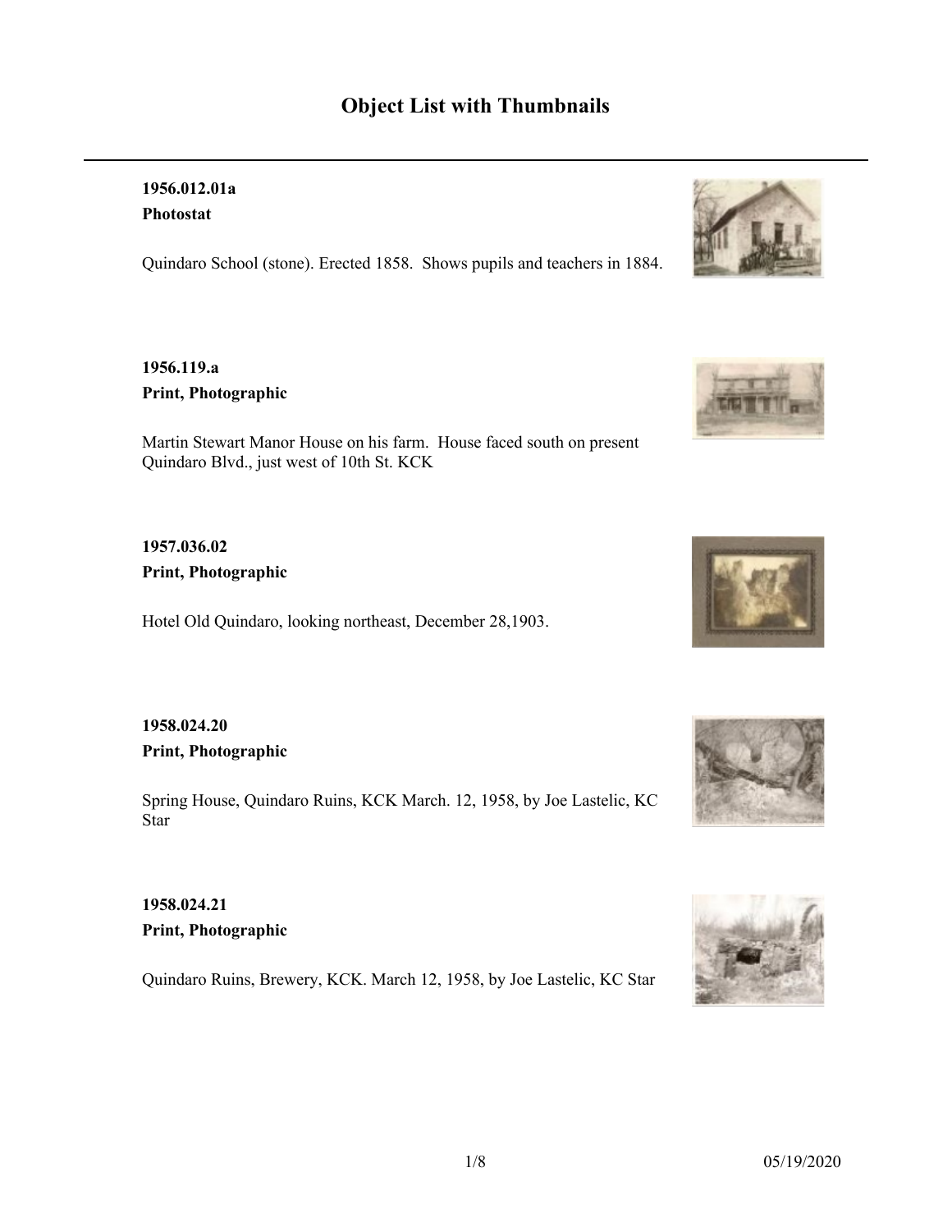# Object List with Thumbnails

**1956.012.01a**
**Photostat**

Quindaro School (stone). Erected 1858. Shows pupils and teachers in 1884.

**1956.119.a**
**Print, Photographic**

Martin Stewart Manor House on his farm. House faced south on present Quindaro Blvd., just west of 10th St. KCK

**1957.036.02**
**Print, Photographic**

Hotel Old Quindaro, looking northeast, December 28,1903.

**1958.024.20**
**Print, Photographic**

Spring House, Quindaro Ruins, KCK March. 12, 1958, by Joe Lastelic, KC Star

**1958.024.21**
**Print, Photographic**

Quindaro Ruins, Brewery, KCK. March 12, 1958, by Joe Lastelic, KC Star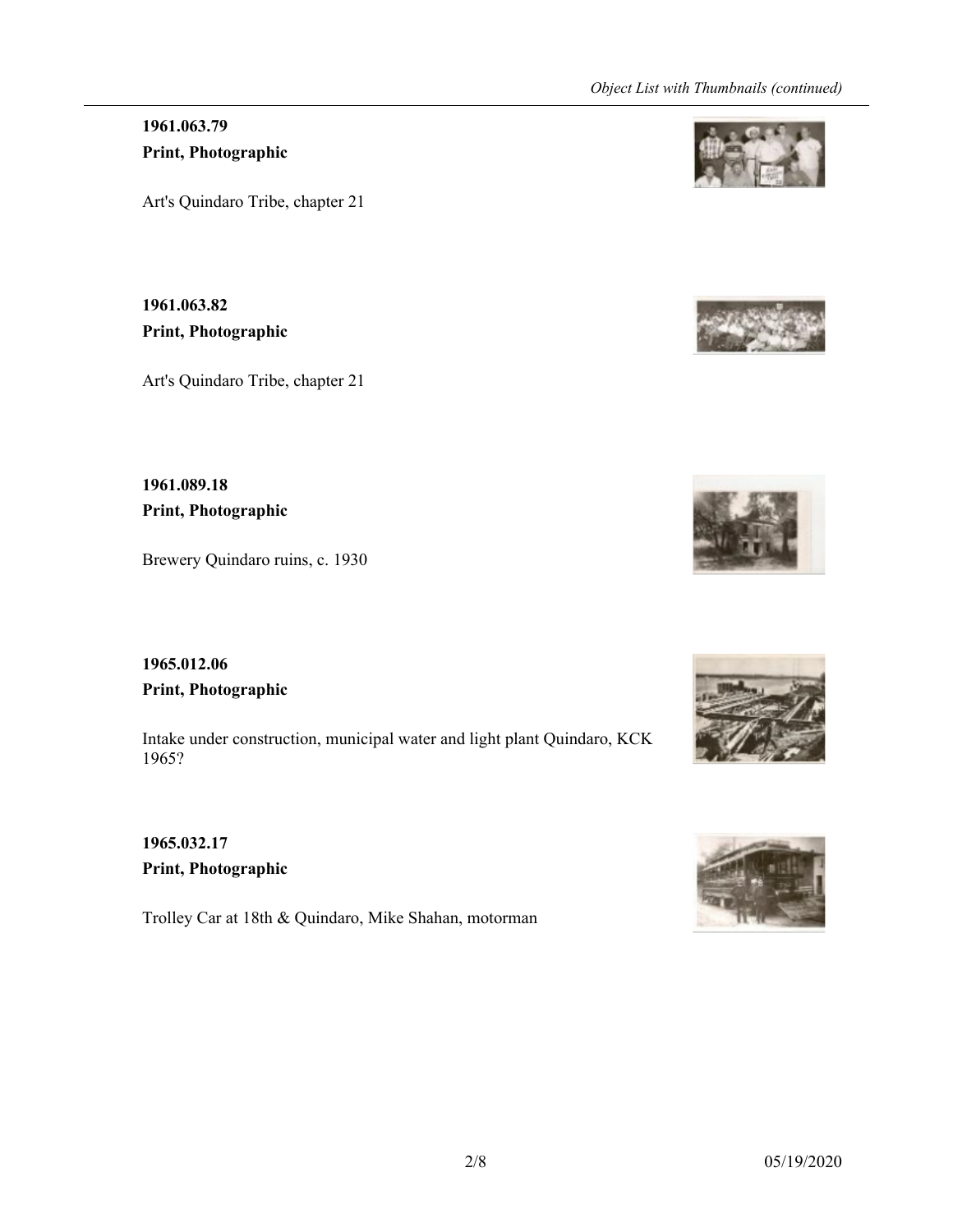**1961.063.79**

**Print, Photographic**

Art's Quindaro Tribe, chapter 21

**1961.063.82**

**Print, Photographic**

Art's Quindaro Tribe, chapter 21

**1961.089.18**

**Print, Photographic**

Brewery Quindaro ruins, c. 1930

**1965.012.06**

**Print, Photographic**

Intake under construction, municipal water and light plant Quindaro, KCK 1965?

**1965.032.17**

**Print, Photographic**

Trolley Car at 18th & Quindaro, Mike Shahan, motorman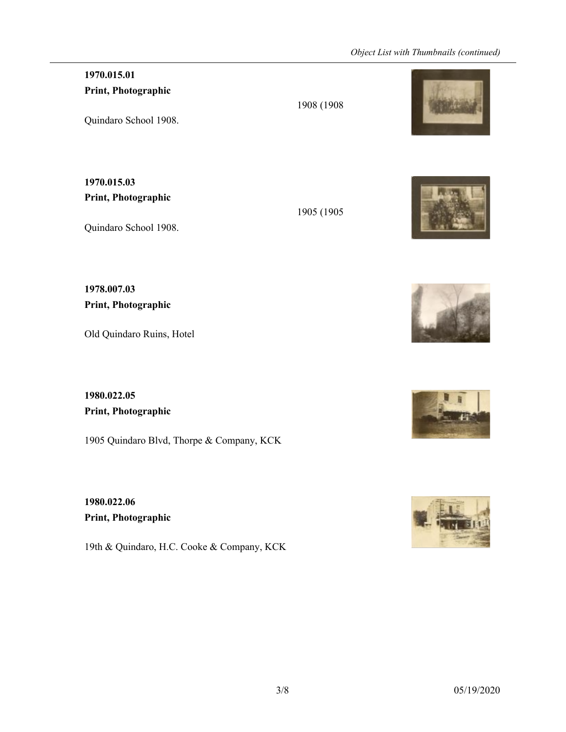**1970.015.01**
**Print, Photographic**

1908 (1908

Quindaro School 1908.

**1970.015.03**
**Print, Photographic**

1905 (1905

Quindaro School 1908.

**1978.007.03**
**Print, Photographic**

Old Quindaro Ruins, Hotel

**1980.022.05**
**Print, Photographic**

1905 Quindaro Blvd, Thorpe & Company, KCK

**1980.022.06**
**Print, Photographic**

19th & Quindaro, H.C. Cooke & Company, KCK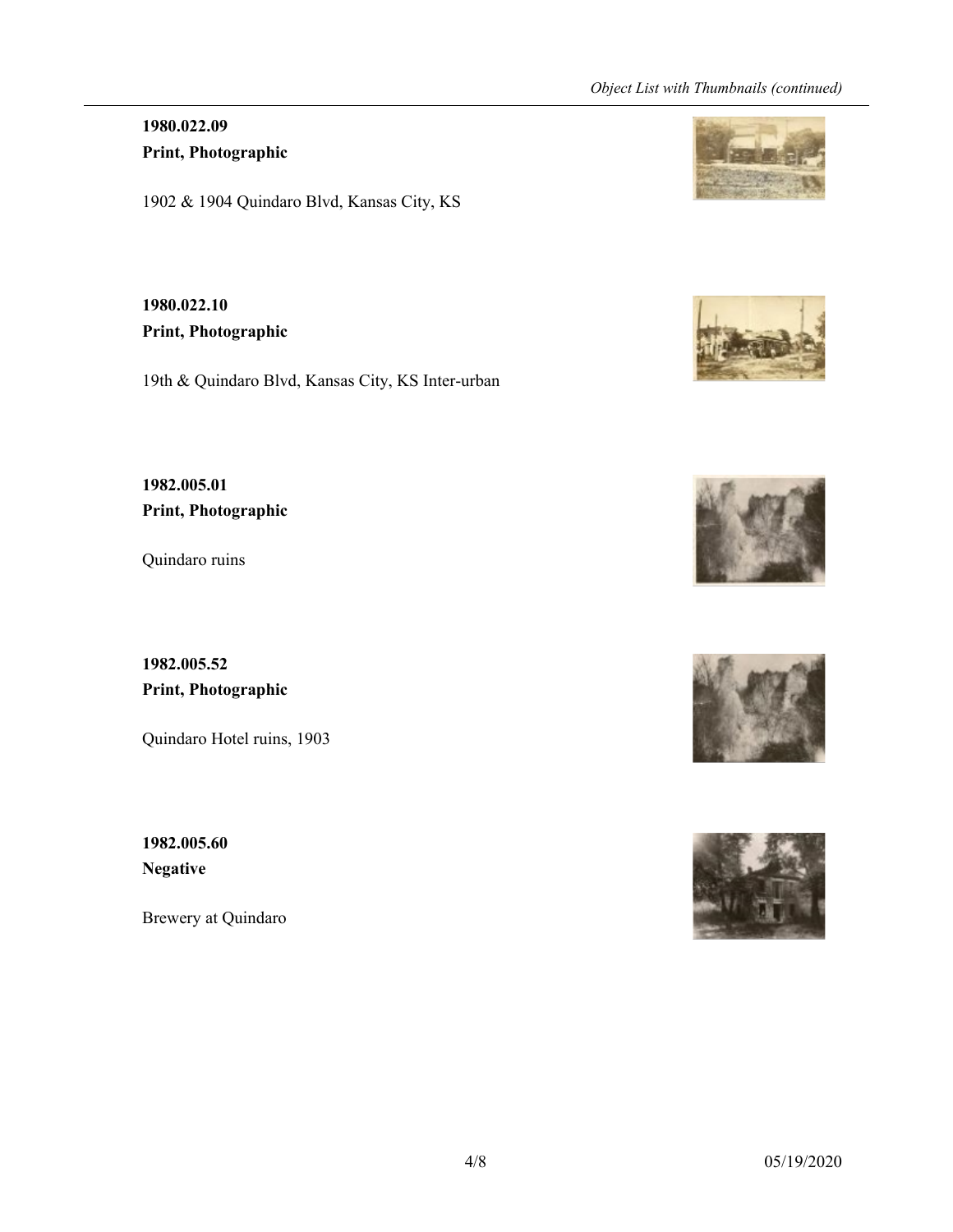**1980.022.09**
**Print, Photographic**

1902 & 1904 Quindaro Blvd, Kansas City, KS

**1980.022.10**
**Print, Photographic**

19th & Quindaro Blvd, Kansas City, KS Inter-urban

**1982.005.01**
**Print, Photographic**

Quindaro ruins

**1982.005.52**
**Print, Photographic**

Quindaro Hotel ruins, 1903

**1982.005.60**
**Negative**

Brewery at Quindaro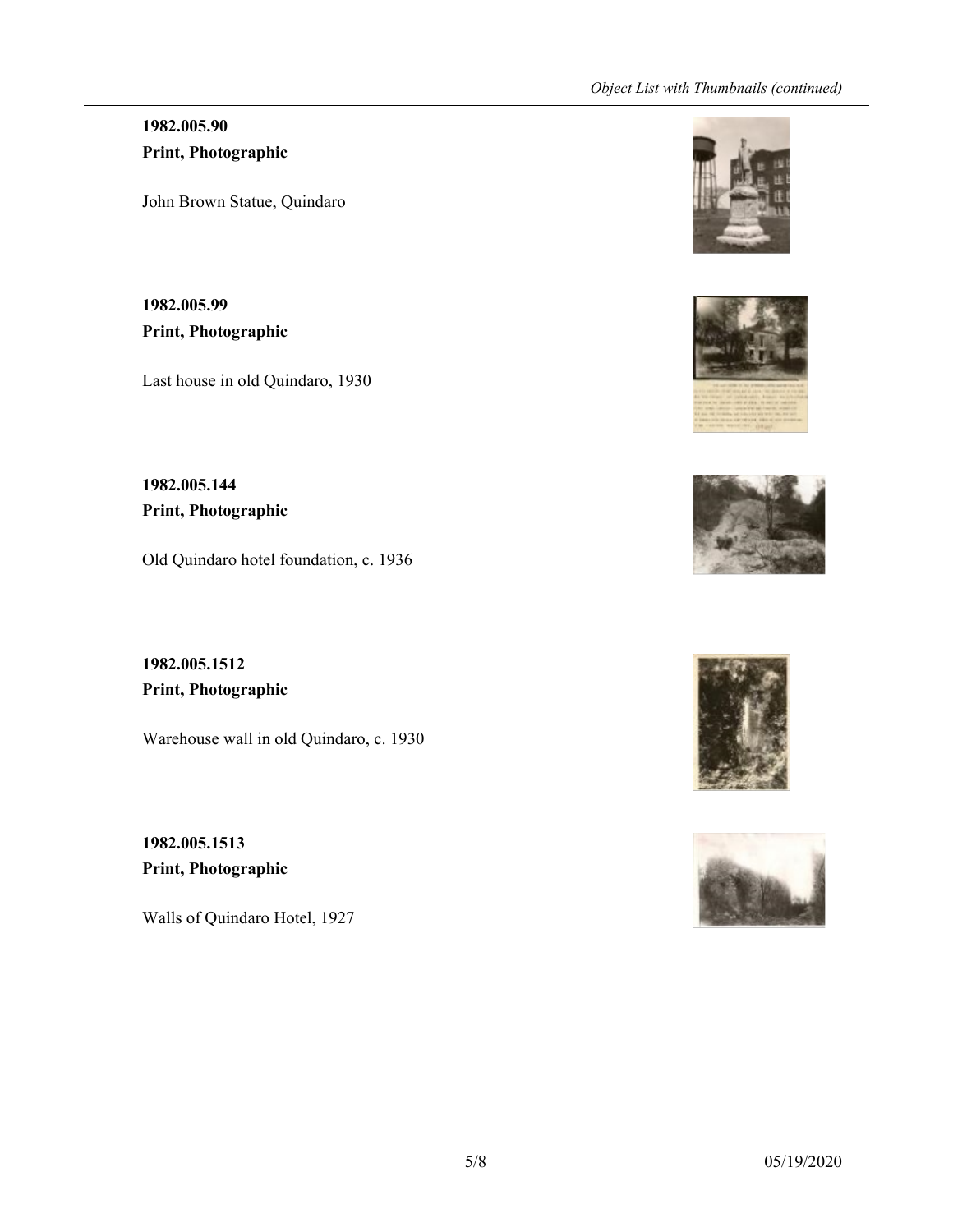**1982.005.90**
**Print, Photographic**

John Brown Statue, Quindaro

**1982.005.99**
**Print, Photographic**

Last house in old Quindaro, 1930

**1982.005.144**
**Print, Photographic**

Old Quindaro hotel foundation, c. 1936

**1982.005.1512**
**Print, Photographic**

Warehouse wall in old Quindaro, c. 1930

**1982.005.1513**
**Print, Photographic**

Walls of Quindaro Hotel, 1927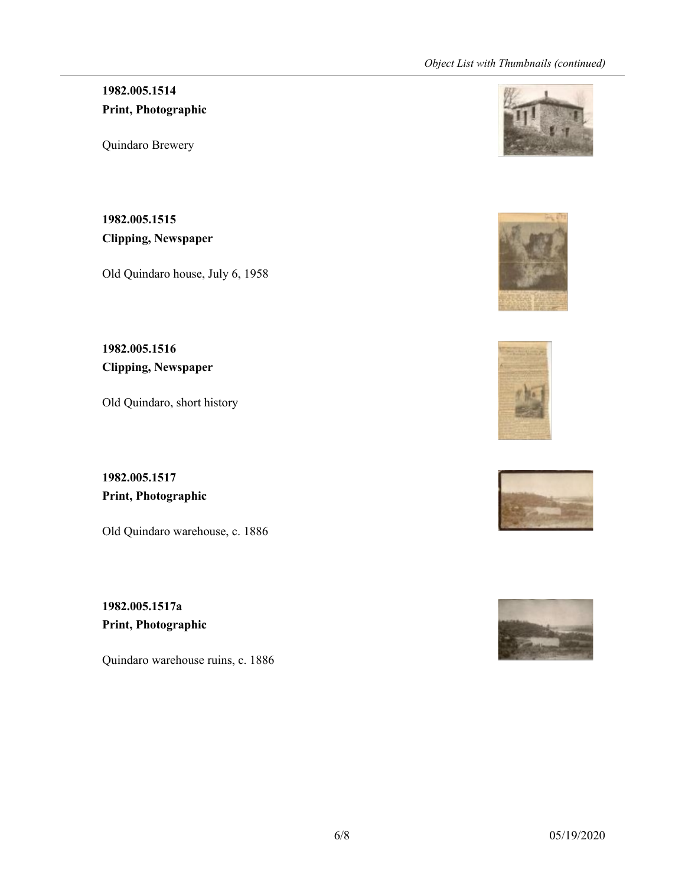**1982.005.1514**
**Print, Photographic**

Quindaro Brewery

**1982.005.1515**
**Clipping, Newspaper**

Old Quindaro house, July 6, 1958

**1982.005.1516**
**Clipping, Newspaper**

Old Quindaro, short history

**1982.005.1517**
**Print, Photographic**

Old Quindaro warehouse, c. 1886

**1982.005.1517a**
**Print, Photographic**

Quindaro warehouse ruins, c. 1886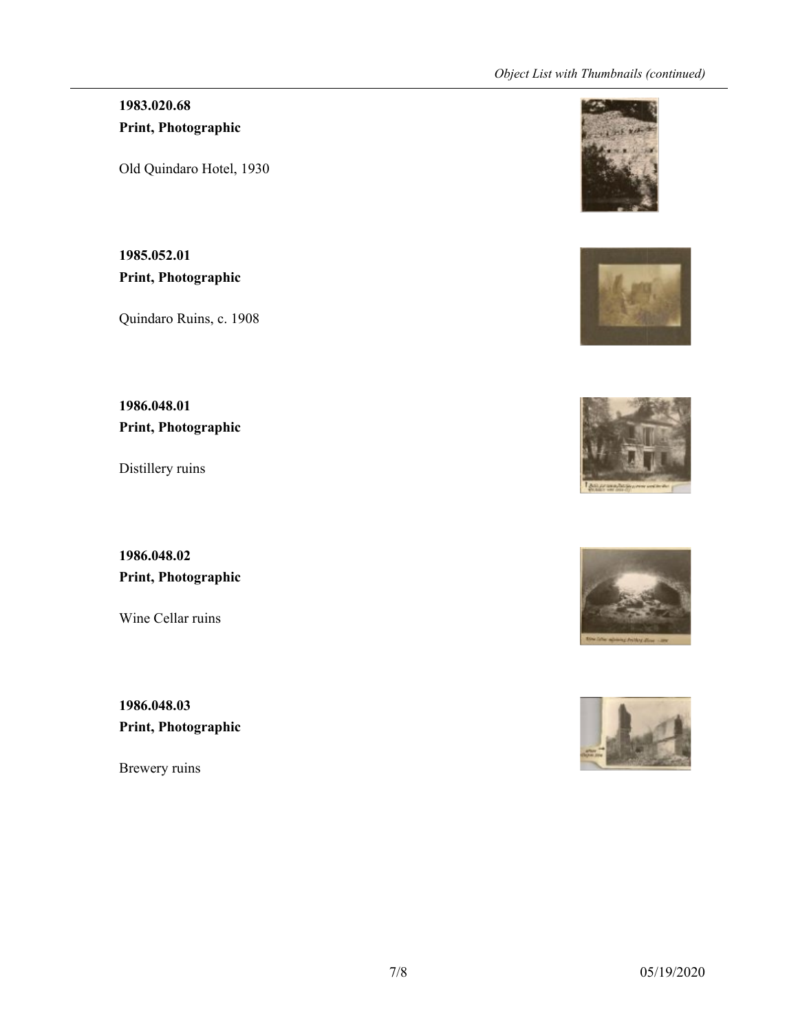**1983.020.68**
**Print, Photographic**

Old Quindaro Hotel, 1930

**1985.052.01**
**Print, Photographic**

Quindaro Ruins, c. 1908

**1986.048.01**
**Print, Photographic**

Distillery ruins

**1986.048.02**
**Print, Photographic**

Wine Cellar ruins

**1986.048.03**
**Print, Photographic**

Brewery ruins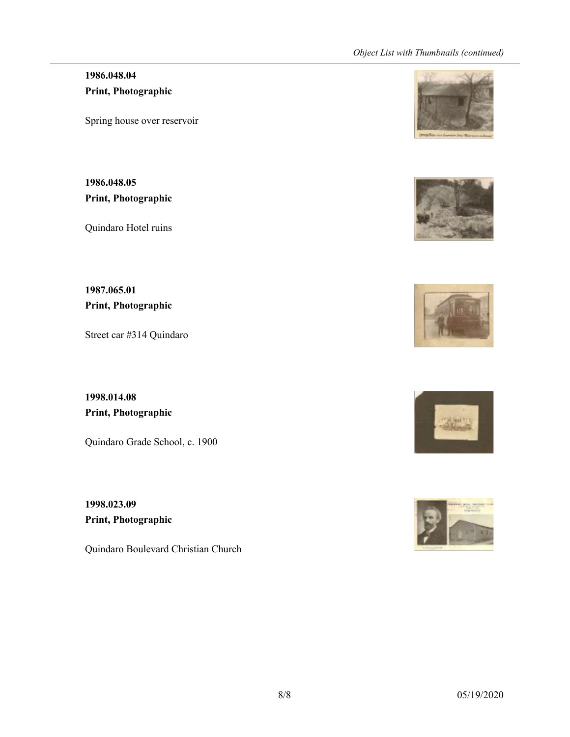**1986.048.04**
**Print, Photographic**

Spring house over reservoir

**1986.048.05**
**Print, Photographic**

Quindaro Hotel ruins

**1987.065.01**
**Print, Photographic**

Street car #314 Quindaro

**1998.014.08**
**Print, Photographic**

Quindaro Grade School, c. 1900

**1998.023.09**
**Print, Photographic**

Quindaro Boulevard Christian Church